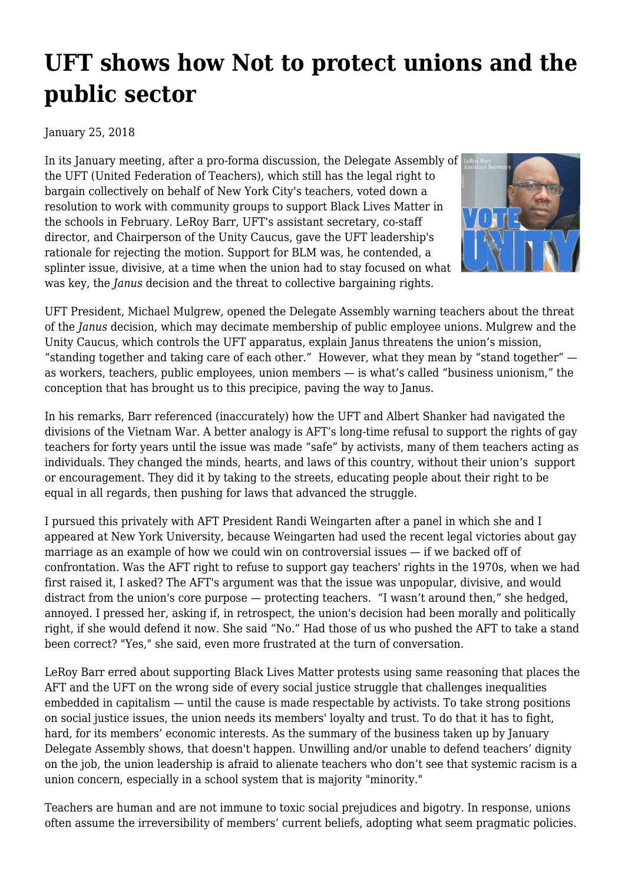# UFT shows how Not to protect unions and the public sector

January 25, 2018

In its January meeting, after a pro-forma discussion, the Delegate Assembly of the UFT (United Federation of Teachers), which still has the legal right to bargain collectively on behalf of New York City's teachers, voted down a resolution to work with community groups to support Black Lives Matter in the schools in February. LeRoy Barr, UFT's assistant secretary, co-staff director, and Chairperson of the Unity Caucus, gave the UFT leadership's rationale for rejecting the motion. Support for BLM was, he contended, a splinter issue, divisive, at a time when the union had to stay focused on what was key, the *Janus* decision and the threat to collective bargaining rights.

UFT President, Michael Mulgrew, opened the Delegate Assembly warning teachers about the threat of the *Janus* decision, which may decimate membership of public employee unions. Mulgrew and the Unity Caucus, which controls the UFT apparatus, explain Janus threatens the union's mission, "standing together and taking care of each other." However, what they mean by "stand together" — as workers, teachers, public employees, union members — is what's called "business unionism," the conception that has brought us to this precipice, paving the way to Janus.

In his remarks, Barr referenced (inaccurately) how the UFT and Albert Shanker had navigated the divisions of the Vietnam War. A better analogy is AFT's long-time refusal to support the rights of gay teachers for forty years until the issue was made "safe" by activists, many of them teachers acting as individuals. They changed the minds, hearts, and laws of this country, without their union's support or encouragement. They did it by taking to the streets, educating people about their right to be equal in all regards, then pushing for laws that advanced the struggle.

I pursued this privately with AFT President Randi Weingarten after a panel in which she and I appeared at New York University, because Weingarten had used the recent legal victories about gay marriage as an example of how we could win on controversial issues — if we backed off of confrontation. Was the AFT right to refuse to support gay teachers' rights in the 1970s, when we had first raised it, I asked? The AFT's argument was that the issue was unpopular, divisive, and would distract from the union's core purpose — protecting teachers. "I wasn't around then," she hedged, annoyed. I pressed her, asking if, in retrospect, the union's decision had been morally and politically right, if she would defend it now. She said "No." Had those of us who pushed the AFT to take a stand been correct? "Yes," she said, even more frustrated at the turn of conversation.

LeRoy Barr erred about supporting Black Lives Matter protests using same reasoning that places the AFT and the UFT on the wrong side of every social justice struggle that challenges inequalities embedded in capitalism — until the cause is made respectable by activists. To take strong positions on social justice issues, the union needs its members' loyalty and trust. To do that it has to fight, hard, for its members' economic interests. As the summary of the business taken up by January Delegate Assembly shows, that doesn't happen. Unwilling and/or unable to defend teachers' dignity on the job, the union leadership is afraid to alienate teachers who don't see that systemic racism is a union concern, especially in a school system that is majority "minority."

Teachers are human and are not immune to toxic social prejudices and bigotry. In response, unions often assume the irreversibility of members' current beliefs, adopting what seem pragmatic policies.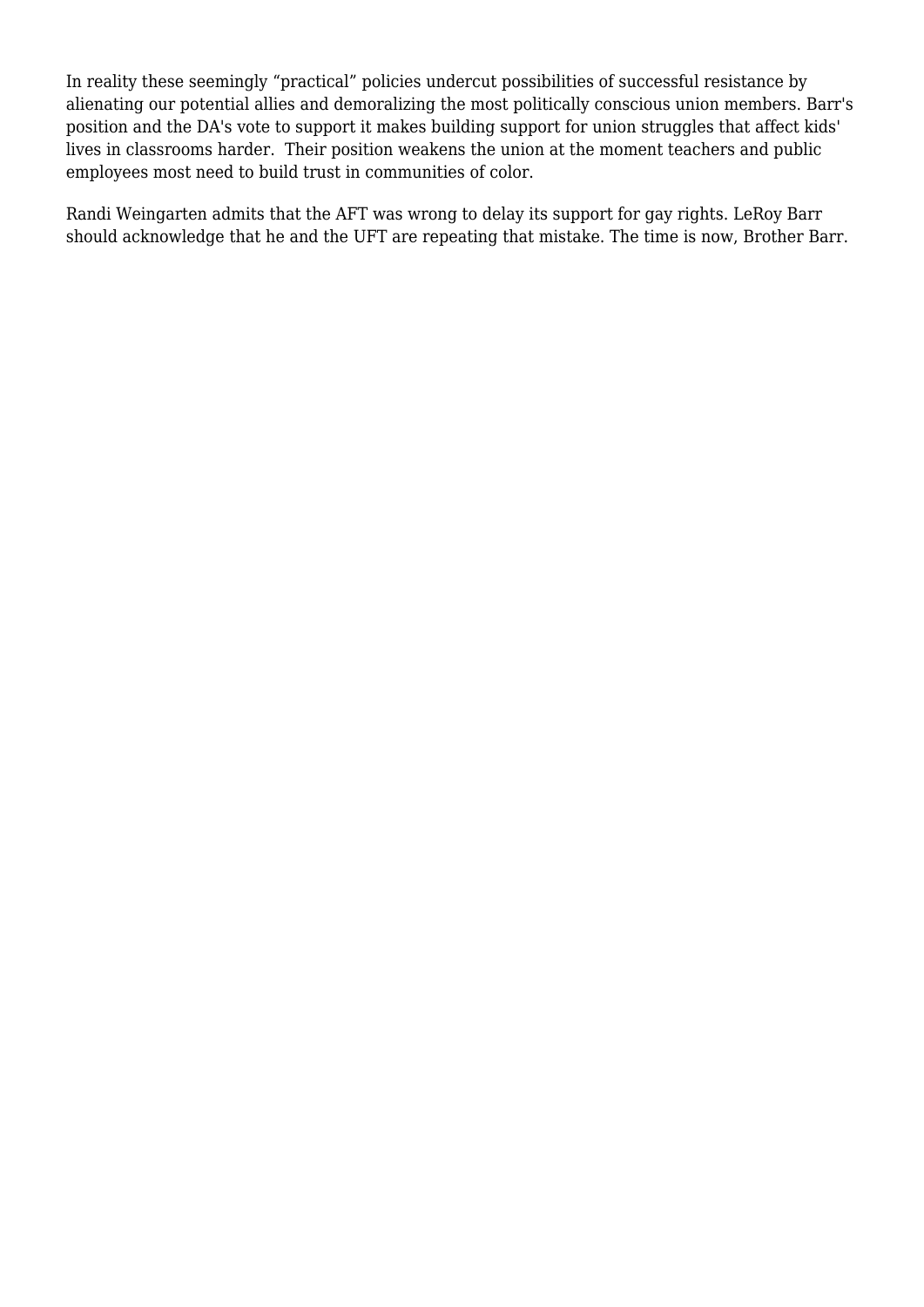In reality these seemingly “practical” policies undercut possibilities of successful resistance by alienating our potential allies and demoralizing the most politically conscious union members. Barr's position and the DA's vote to support it makes building support for union struggles that affect kids' lives in classrooms harder. Their position weakens the union at the moment teachers and public employees most need to build trust in communities of color.

Randi Weingarten admits that the AFT was wrong to delay its support for gay rights. LeRoy Barr should acknowledge that he and the UFT are repeating that mistake. The time is now, Brother Barr.